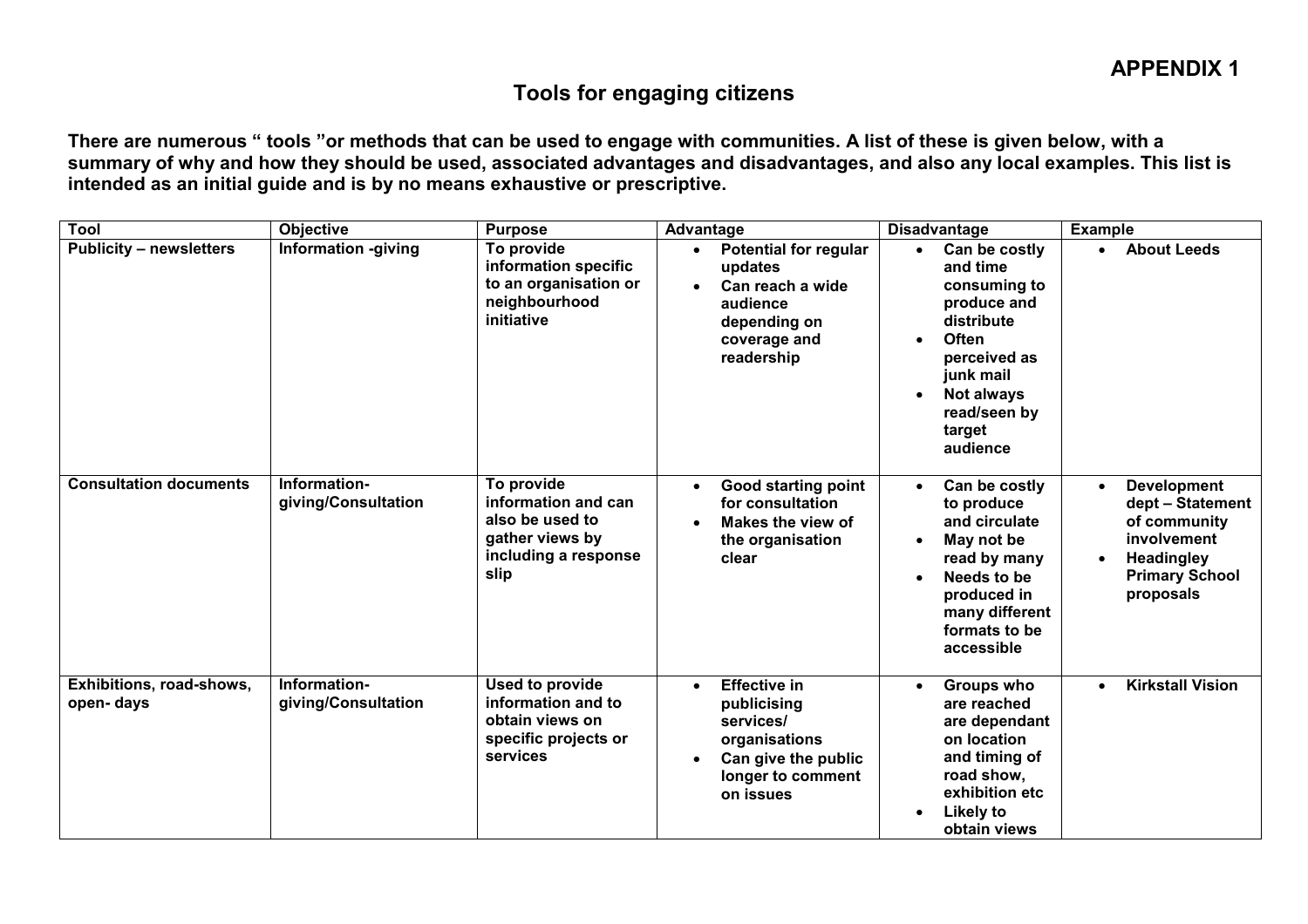**APPENDIX 1**

# Tools for engaging citizens

**There are numerous " tools "or methods that can be used to engage with communities. A list of these is given below, with a summary of why and how they should be used, associated advantages and disadvantages, and also any local examples. This list is intended as an initial guide and is by no means exhaustive or prescriptive.**

| Tool | Objective | Purpose | Advantage | Disadvantage | Example |
|---|---|---|---|---|---|
| **Publicity – newsletters** | **Information -giving** | **To provide information specific to an organisation or neighbourhood initiative** | • **Potential for regular updates**<br>• **Can reach a wide audience depending on coverage and readership** | • **Can be costly and time consuming to produce and distribute**<br>• **Often perceived as junk mail**<br>• **Not always read/seen by target audience** | • **About Leeds** |
| **Consultation documents** | **Information-giving/Consultation** | **To provide information and can also be used to gather views by including a response slip** | • **Good starting point for consultation**<br>• **Makes the view of the organisation clear** | • **Can be costly to produce and circulate**<br>• **May not be read by many**<br>• **Needs to be produced in many different formats to be accessible** | • **Development dept – Statement of community involvement**<br>• **Headingley Primary School proposals** |
| **Exhibitions, road-shows, open- days** | **Information-giving/Consultation** | **Used to provide information and to obtain views on specific projects or services** | • **Effective in publicising services/ organisations**<br>• **Can give the public longer to comment on issues** | • **Groups who are reached are dependant on location and timing of road show, exhibition etc**<br>• **Likely to obtain views** | • **Kirkstall Vision** |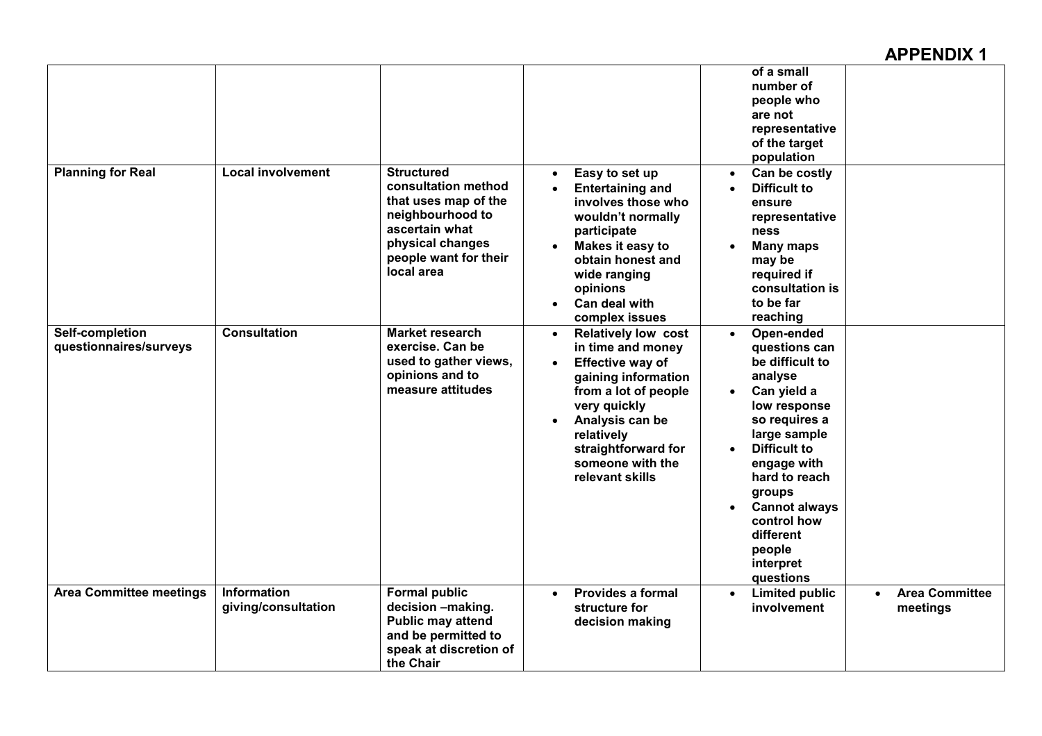# APPENDIX 1

| | | | | | |
|---|---|---|---|---|---|
| | | | | of a small number of people who are not representative of the target population | |
| **Planning for Real** | **Local involvement** | **Structured consultation method that uses map of the neighbourhood to ascertain what physical changes people want for their local area** | • **Easy to set up**<br>• **Entertaining and involves those who wouldn't normally participate**<br>• **Makes it easy to obtain honest and wide ranging opinions**<br>• **Can deal with complex issues** | • **Can be costly**<br>• **Difficult to ensure representative ness**<br>• **Many maps may be required if consultation is to be far reaching** | |
| **Self-completion questionnaires/surveys** | **Consultation** | **Market research exercise. Can be used to gather views, opinions and to measure attitudes** | • **Relatively low cost in time and money**<br>• **Effective way of gaining information from a lot of people very quickly**<br>• **Analysis can be relatively straightforward for someone with the relevant skills** | • **Open-ended questions can be difficult to analyse**<br>• **Can yield a low response so requires a large sample**<br>• **Difficult to engage with hard to reach groups**<br>• **Cannot always control how different people interpret questions** | |
| **Area Committee meetings** | **Information giving/consultation** | **Formal public decision –making. Public may attend and be permitted to speak at discretion of the Chair** | • **Provides a formal structure for decision making** | • **Limited public involvement** | • **Area Committee meetings** |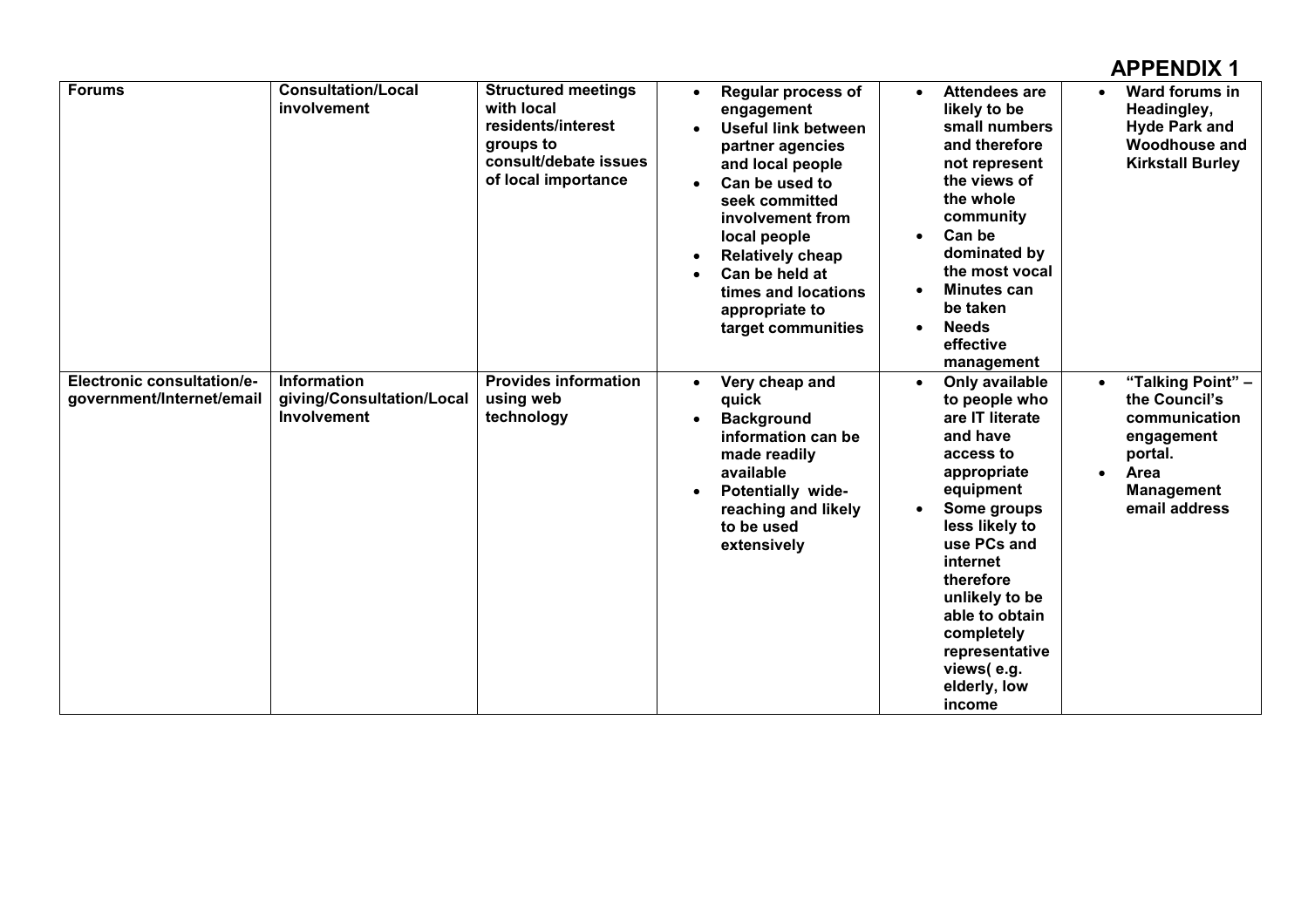# APPENDIX 1

| | | | | | |
|---|---|---|---|---|---|
| **Forums** | **Consultation/Local involvement** | **Structured meetings with local residents/interest groups to consult/debate issues of local importance** | • **Regular process of engagement**<br>• **Useful link between partner agencies and local people**<br>• **Can be used to seek committed involvement from local people**<br>• **Relatively cheap**<br>• **Can be held at times and locations appropriate to target communities** | • **Attendees are likely to be small numbers and therefore not represent the views of the whole community**<br>• **Can be dominated by the most vocal**<br>• **Minutes can be taken**<br>• **Needs effective management** | • **Ward forums in Headingley, Hyde Park and Woodhouse and Kirkstall Burley** |
| **Electronic consultation/e-government/Internet/email** | **Information giving/Consultation/Local Involvement** | **Provides information using web technology** | • **Very cheap and quick**<br>• **Background information can be made readily available**<br>• **Potentially wide-reaching and likely to be used extensively** | • **Only available to people who are IT literate and have access to appropriate equipment**<br>• **Some groups less likely to use PCs and internet therefore unlikely to be able to obtain completely representative views( e.g. elderly, low income** | • **"Talking Point" – the Council's communication engagement portal.**<br>• **Area Management email address** |